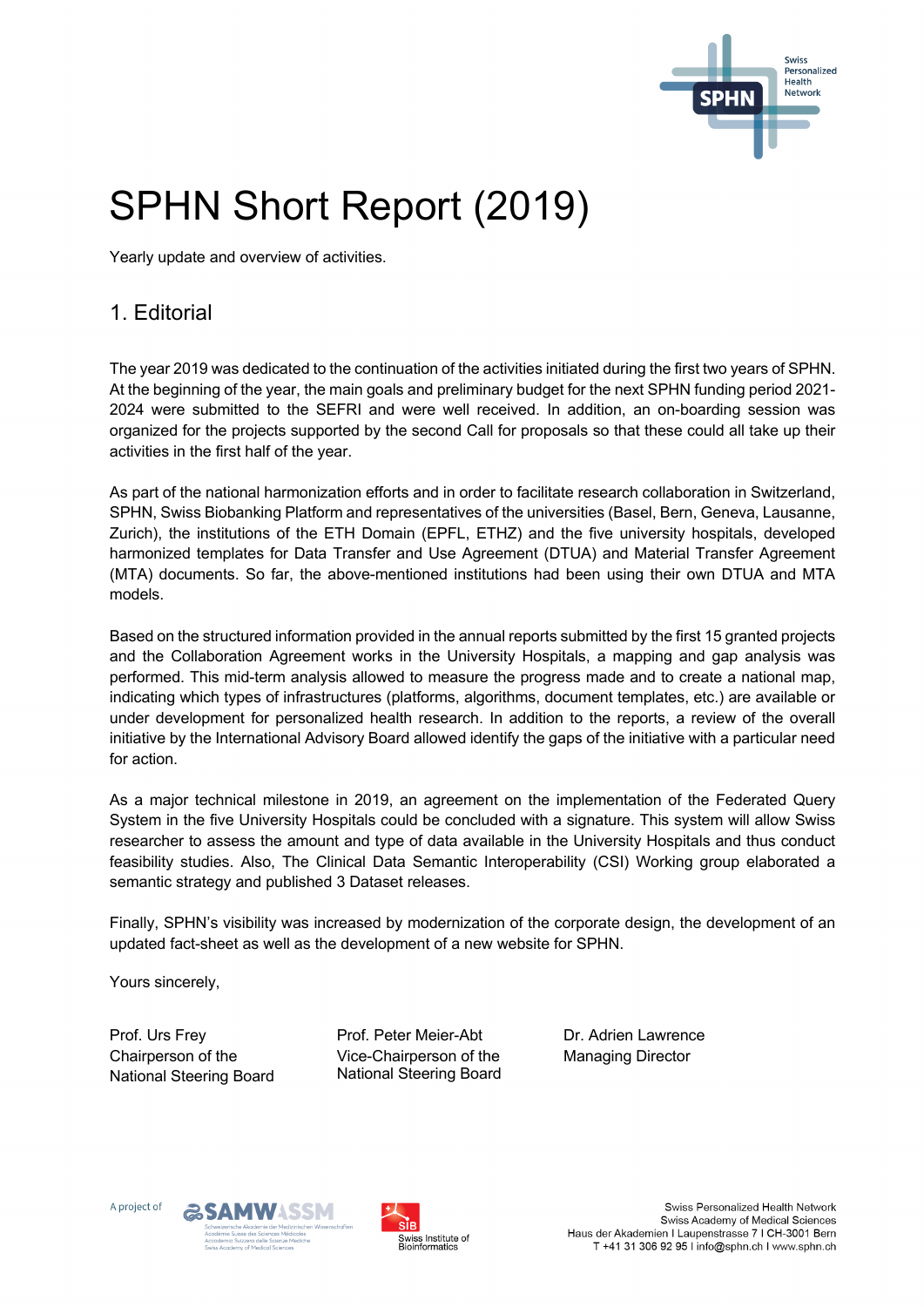# SPHN Short Report (2019)

Yearly update and overview of activities.

## 1. Editorial

The year 2019 was dedicated to the continuation of the activities initiated during the first two years of SPHN. At the beginning of the year, the main goals and preliminary budget for the next SPHN funding period 2021-2024 were submitted to the SEFRI and were well received. In addition, an on-boarding session was organized for the projects supported by the second Call for proposals so that these could all take up their activities in the first half of the year.

As part of the national harmonization efforts and in order to facilitate research collaboration in Switzerland, SPHN, Swiss Biobanking Platform and representatives of the universities (Basel, Bern, Geneva, Lausanne, Zurich), the institutions of the ETH Domain (EPFL, ETHZ) and the five university hospitals, developed harmonized templates for Data Transfer and Use Agreement (DTUA) and Material Transfer Agreement (MTA) documents. So far, the above-mentioned institutions had been using their own DTUA and MTA models.

Based on the structured information provided in the annual reports submitted by the first 15 granted projects and the Collaboration Agreement works in the University Hospitals, a mapping and gap analysis was performed. This mid-term analysis allowed to measure the progress made and to create a national map, indicating which types of infrastructures (platforms, algorithms, document templates, etc.) are available or under development for personalized health research. In addition to the reports, a review of the overall initiative by the International Advisory Board allowed identify the gaps of the initiative with a particular need for action.

As a major technical milestone in 2019, an agreement on the implementation of the Federated Query System in the five University Hospitals could be concluded with a signature. This system will allow Swiss researcher to assess the amount and type of data available in the University Hospitals and thus conduct feasibility studies. Also, The Clinical Data Semantic Interoperability (CSI) Working group elaborated a semantic strategy and published 3 Dataset releases.

Finally, SPHN's visibility was increased by modernization of the corporate design, the development of an updated fact-sheet as well as the development of a new website for SPHN.

Yours sincerely,

Prof. Urs Frey
Chairperson of the National Steering Board

Prof. Peter Meier-Abt
Vice-Chairperson of the National Steering Board

Dr. Adrien Lawrence
Managing Director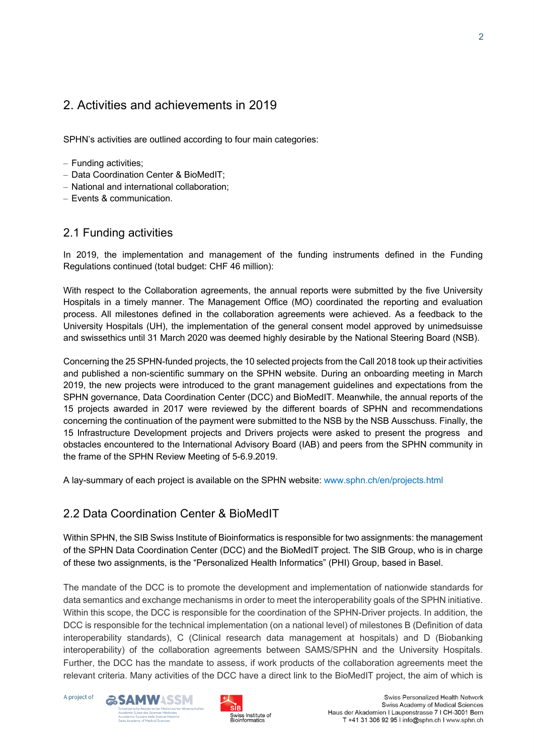## 2. Activities and achievements in 2019

SPHN's activities are outlined according to four main categories:

- Funding activities;
- Data Coordination Center & BioMedIT;
- National and international collaboration;
- Events & communication.

### 2.1 Funding activities

In 2019, the implementation and management of the funding instruments defined in the Funding Regulations continued (total budget: CHF 46 million):

With respect to the Collaboration agreements, the annual reports were submitted by the five University Hospitals in a timely manner. The Management Office (MO) coordinated the reporting and evaluation process. All milestones defined in the collaboration agreements were achieved. As a feedback to the University Hospitals (UH), the implementation of the general consent model approved by unimedsuisse and swissethics until 31 March 2020 was deemed highly desirable by the National Steering Board (NSB).

Concerning the 25 SPHN-funded projects, the 10 selected projects from the Call 2018 took up their activities and published a non-scientific summary on the SPHN website. During an onboarding meeting in March 2019, the new projects were introduced to the grant management guidelines and expectations from the SPHN governance, Data Coordination Center (DCC) and BioMedIT. Meanwhile, the annual reports of the 15 projects awarded in 2017 were reviewed by the different boards of SPHN and recommendations concerning the continuation of the payment were submitted to the NSB by the NSB Ausschuss. Finally, the 15 Infrastructure Development projects and Drivers projects were asked to present the progress and obstacles encountered to the International Advisory Board (IAB) and peers from the SPHN community in the frame of the SPHN Review Meeting of 5-6.9.2019.

A lay-summary of each project is available on the SPHN website: www.sphn.ch/en/projects.html

### 2.2 Data Coordination Center & BioMedIT

Within SPHN, the SIB Swiss Institute of Bioinformatics is responsible for two assignments: the management of the SPHN Data Coordination Center (DCC) and the BioMedIT project. The SIB Group, who is in charge of these two assignments, is the "Personalized Health Informatics" (PHI) Group, based in Basel.

The mandate of the DCC is to promote the development and implementation of nationwide standards for data semantics and exchange mechanisms in order to meet the interoperability goals of the SPHN initiative. Within this scope, the DCC is responsible for the coordination of the SPHN-Driver projects. In addition, the DCC is responsible for the technical implementation (on a national level) of milestones B (Definition of data interoperability standards), C (Clinical research data management at hospitals) and D (Biobanking interoperability) of the collaboration agreements between SAMS/SPHN and the University Hospitals. Further, the DCC has the mandate to assess, if work products of the collaboration agreements meet the relevant criteria. Many activities of the DCC have a direct link to the BioMedIT project, the aim of which is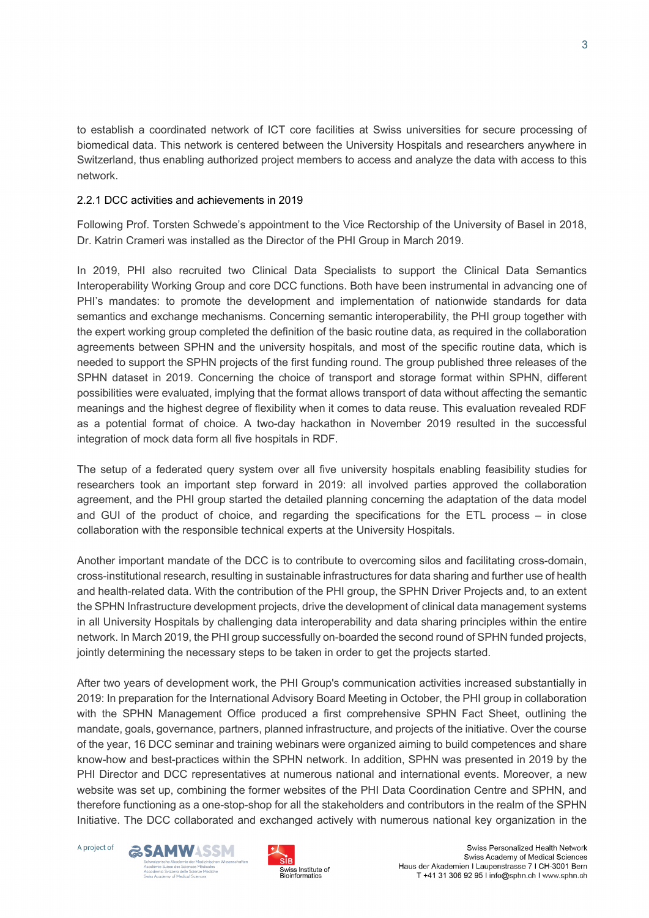to establish a coordinated network of ICT core facilities at Swiss universities for secure processing of biomedical data. This network is centered between the University Hospitals and researchers anywhere in Switzerland, thus enabling authorized project members to access and analyze the data with access to this network.

### 2.2.1 DCC activities and achievements in 2019

Following Prof. Torsten Schwede's appointment to the Vice Rectorship of the University of Basel in 2018, Dr. Katrin Crameri was installed as the Director of the PHI Group in March 2019.

In 2019, PHI also recruited two Clinical Data Specialists to support the Clinical Data Semantics Interoperability Working Group and core DCC functions. Both have been instrumental in advancing one of PHI's mandates: to promote the development and implementation of nationwide standards for data semantics and exchange mechanisms. Concerning semantic interoperability, the PHI group together with the expert working group completed the definition of the basic routine data, as required in the collaboration agreements between SPHN and the university hospitals, and most of the specific routine data, which is needed to support the SPHN projects of the first funding round. The group published three releases of the SPHN dataset in 2019. Concerning the choice of transport and storage format within SPHN, different possibilities were evaluated, implying that the format allows transport of data without affecting the semantic meanings and the highest degree of flexibility when it comes to data reuse. This evaluation revealed RDF as a potential format of choice. A two-day hackathon in November 2019 resulted in the successful integration of mock data form all five hospitals in RDF.

The setup of a federated query system over all five university hospitals enabling feasibility studies for researchers took an important step forward in 2019: all involved parties approved the collaboration agreement, and the PHI group started the detailed planning concerning the adaptation of the data model and GUI of the product of choice, and regarding the specifications for the ETL process – in close collaboration with the responsible technical experts at the University Hospitals.

Another important mandate of the DCC is to contribute to overcoming silos and facilitating cross-domain, cross-institutional research, resulting in sustainable infrastructures for data sharing and further use of health and health-related data. With the contribution of the PHI group, the SPHN Driver Projects and, to an extent the SPHN Infrastructure development projects, drive the development of clinical data management systems in all University Hospitals by challenging data interoperability and data sharing principles within the entire network. In March 2019, the PHI group successfully on-boarded the second round of SPHN funded projects, jointly determining the necessary steps to be taken in order to get the projects started.

After two years of development work, the PHI Group's communication activities increased substantially in 2019: In preparation for the International Advisory Board Meeting in October, the PHI group in collaboration with the SPHN Management Office produced a first comprehensive SPHN Fact Sheet, outlining the mandate, goals, governance, partners, planned infrastructure, and projects of the initiative. Over the course of the year, 16 DCC seminar and training webinars were organized aiming to build competences and share know-how and best-practices within the SPHN network. In addition, SPHN was presented in 2019 by the PHI Director and DCC representatives at numerous national and international events. Moreover, a new website was set up, combining the former websites of the PHI Data Coordination Centre and SPHN, and therefore functioning as a one-stop-shop for all the stakeholders and contributors in the realm of the SPHN Initiative. The DCC collaborated and exchanged actively with numerous national key organization in the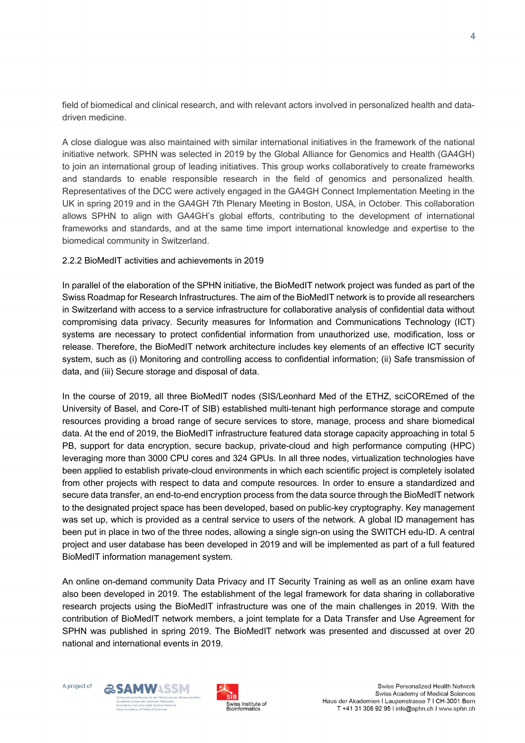field of biomedical and clinical research, and with relevant actors involved in personalized health and data-driven medicine.

A close dialogue was also maintained with similar international initiatives in the framework of the national initiative network. SPHN was selected in 2019 by the Global Alliance for Genomics and Health (GA4GH) to join an international group of leading initiatives. This group works collaboratively to create frameworks and standards to enable responsible research in the field of genomics and personalized health. Representatives of the DCC were actively engaged in the GA4GH Connect Implementation Meeting in the UK in spring 2019 and in the GA4GH 7th Plenary Meeting in Boston, USA, in October. This collaboration allows SPHN to align with GA4GH's global efforts, contributing to the development of international frameworks and standards, and at the same time import international knowledge and expertise to the biomedical community in Switzerland.

### 2.2.2 BioMedIT activities and achievements in 2019

In parallel of the elaboration of the SPHN initiative, the BioMedIT network project was funded as part of the Swiss Roadmap for Research Infrastructures. The aim of the BioMedIT network is to provide all researchers in Switzerland with access to a service infrastructure for collaborative analysis of confidential data without compromising data privacy. Security measures for Information and Communications Technology (ICT) systems are necessary to protect confidential information from unauthorized use, modification, loss or release. Therefore, the BioMedIT network architecture includes key elements of an effective ICT security system, such as (i) Monitoring and controlling access to confidential information; (ii) Safe transmission of data, and (iii) Secure storage and disposal of data.

In the course of 2019, all three BioMedIT nodes (SIS/Leonhard Med of the ETHZ, sciCOREmed of the University of Basel, and Core-IT of SIB) established multi-tenant high performance storage and compute resources providing a broad range of secure services to store, manage, process and share biomedical data. At the end of 2019, the BioMedIT infrastructure featured data storage capacity approaching in total 5 PB, support for data encryption, secure backup, private-cloud and high performance computing (HPC) leveraging more than 3000 CPU cores and 324 GPUs. In all three nodes, virtualization technologies have been applied to establish private-cloud environments in which each scientific project is completely isolated from other projects with respect to data and compute resources. In order to ensure a standardized and secure data transfer, an end-to-end encryption process from the data source through the BioMedIT network to the designated project space has been developed, based on public-key cryptography. Key management was set up, which is provided as a central service to users of the network. A global ID management has been put in place in two of the three nodes, allowing a single sign-on using the SWITCH edu-ID. A central project and user database has been developed in 2019 and will be implemented as part of a full featured BioMedIT information management system.

An online on-demand community Data Privacy and IT Security Training as well as an online exam have also been developed in 2019. The establishment of the legal framework for data sharing in collaborative research projects using the BioMedIT infrastructure was one of the main challenges in 2019. With the contribution of BioMedIT network members, a joint template for a Data Transfer and Use Agreement for SPHN was published in spring 2019. The BioMedIT network was presented and discussed at over 20 national and international events in 2019.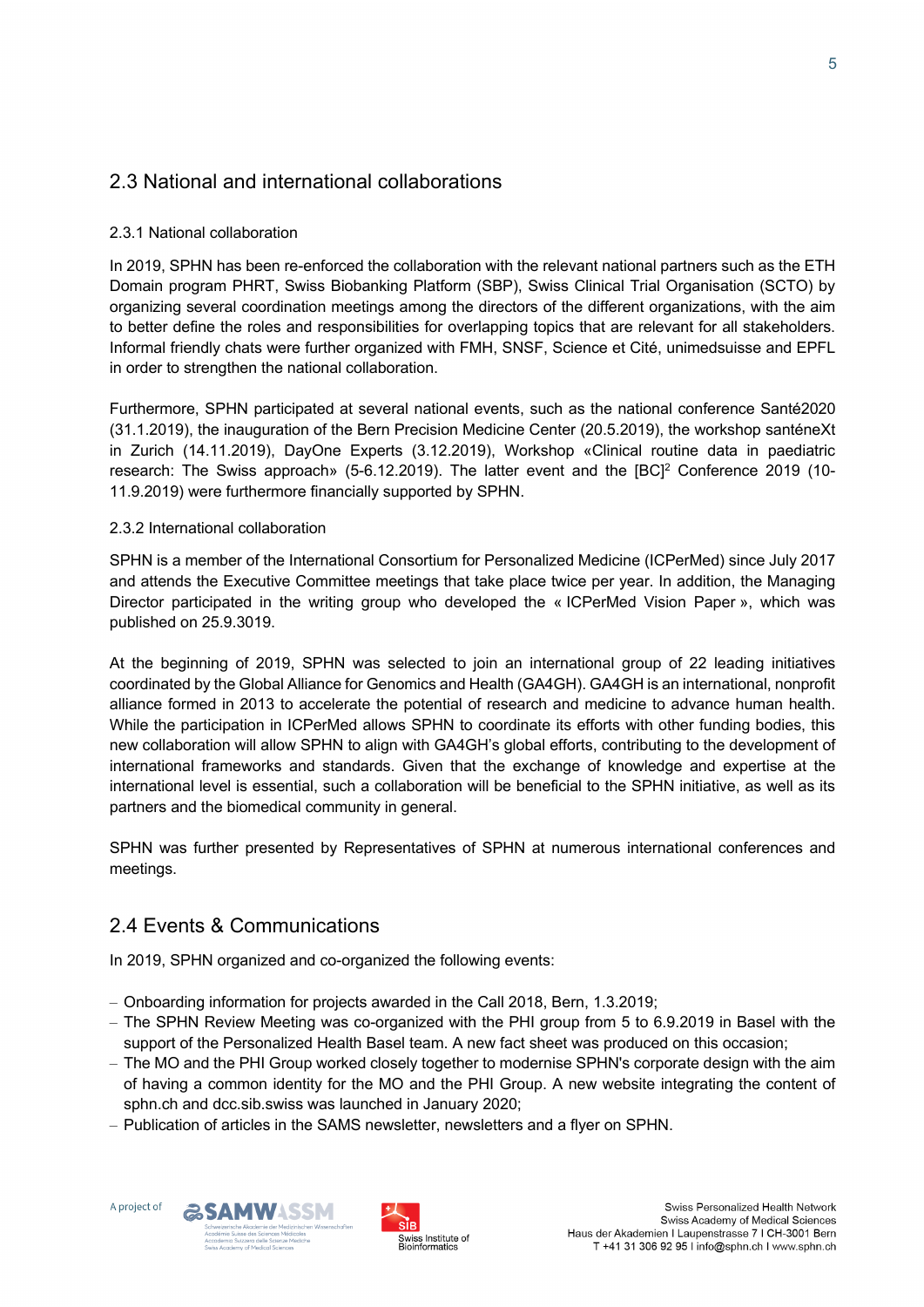## 2.3 National and international collaborations

### 2.3.1 National collaboration

In 2019, SPHN has been re-enforced the collaboration with the relevant national partners such as the ETH Domain program PHRT, Swiss Biobanking Platform (SBP), Swiss Clinical Trial Organisation (SCTO) by organizing several coordination meetings among the directors of the different organizations, with the aim to better define the roles and responsibilities for overlapping topics that are relevant for all stakeholders. Informal friendly chats were further organized with FMH, SNSF, Science et Cité, unimedsuisse and EPFL in order to strengthen the national collaboration.

Furthermore, SPHN participated at several national events, such as the national conference Santé2020 (31.1.2019), the inauguration of the Bern Precision Medicine Center (20.5.2019), the workshop santéneXt in Zurich (14.11.2019), DayOne Experts (3.12.2019), Workshop «Clinical routine data in paediatric research: The Swiss approach» (5-6.12.2019). The latter event and the [BC]$^2$ Conference 2019 (10-11.9.2019) were furthermore financially supported by SPHN.

### 2.3.2 International collaboration

SPHN is a member of the International Consortium for Personalized Medicine (ICPerMed) since July 2017 and attends the Executive Committee meetings that take place twice per year. In addition, the Managing Director participated in the writing group who developed the « ICPerMed Vision Paper », which was published on 25.9.3019.

At the beginning of 2019, SPHN was selected to join an international group of 22 leading initiatives coordinated by the Global Alliance for Genomics and Health (GA4GH). GA4GH is an international, nonprofit alliance formed in 2013 to accelerate the potential of research and medicine to advance human health. While the participation in ICPerMed allows SPHN to coordinate its efforts with other funding bodies, this new collaboration will allow SPHN to align with GA4GH's global efforts, contributing to the development of international frameworks and standards. Given that the exchange of knowledge and expertise at the international level is essential, such a collaboration will be beneficial to the SPHN initiative, as well as its partners and the biomedical community in general.

SPHN was further presented by Representatives of SPHN at numerous international conferences and meetings.

## 2.4 Events & Communications

In 2019, SPHN organized and co-organized the following events:

- Onboarding information for projects awarded in the Call 2018, Bern, 1.3.2019;
- The SPHN Review Meeting was co-organized with the PHI group from 5 to 6.9.2019 in Basel with the support of the Personalized Health Basel team. A new fact sheet was produced on this occasion;
- The MO and the PHI Group worked closely together to modernise SPHN's corporate design with the aim of having a common identity for the MO and the PHI Group. A new website integrating the content of sphn.ch and dcc.sib.swiss was launched in January 2020;
- Publication of articles in the SAMS newsletter, newsletters and a flyer on SPHN.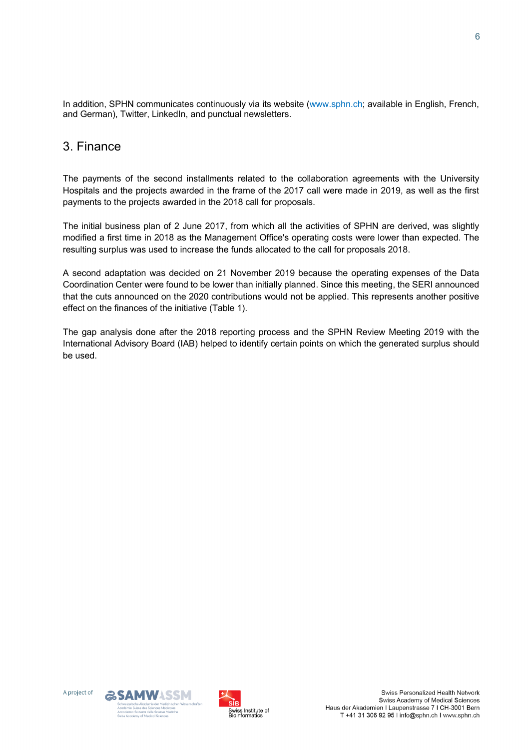In addition, SPHN communicates continuously via its website (www.sphn.ch; available in English, French, and German), Twitter, LinkedIn, and punctual newsletters.

## 3. Finance

The payments of the second installments related to the collaboration agreements with the University Hospitals and the projects awarded in the frame of the 2017 call were made in 2019, as well as the first payments to the projects awarded in the 2018 call for proposals.

The initial business plan of 2 June 2017, from which all the activities of SPHN are derived, was slightly modified a first time in 2018 as the Management Office's operating costs were lower than expected. The resulting surplus was used to increase the funds allocated to the call for proposals 2018.

A second adaptation was decided on 21 November 2019 because the operating expenses of the Data Coordination Center were found to be lower than initially planned. Since this meeting, the SERI announced that the cuts announced on the 2020 contributions would not be applied. This represents another positive effect on the finances of the initiative (Table 1).

The gap analysis done after the 2018 reporting process and the SPHN Review Meeting 2019 with the International Advisory Board (IAB) helped to identify certain points on which the generated surplus should be used.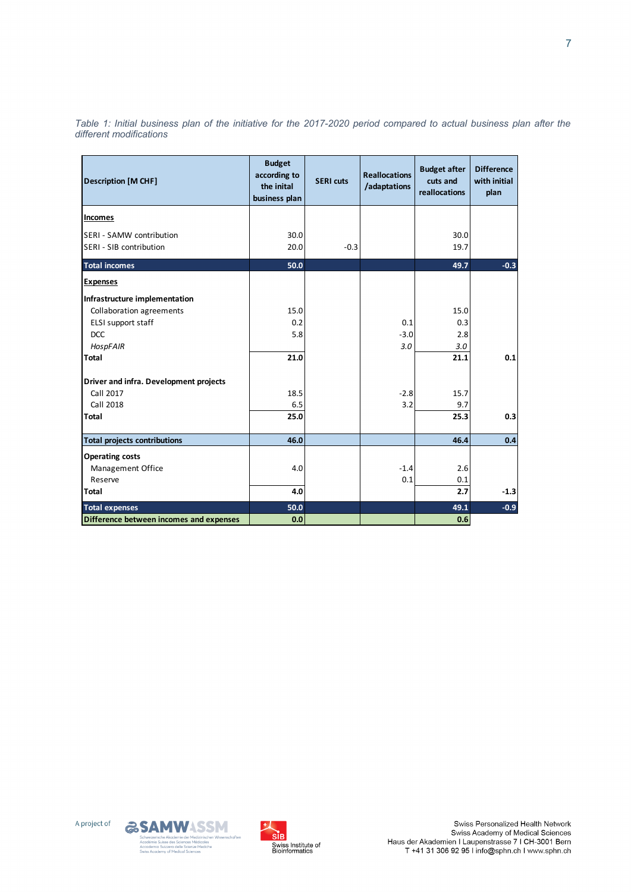*Table 1: Initial business plan of the initiative for the 2017-2020 period compared to actual business plan after the different modifications*

| Description [M CHF] | Budget according to the inital business plan | SERI cuts | Reallocations /adaptations | Budget after cuts and reallocations | Difference with initial plan |
|---|---|---|---|---|---|
| **Incomes** | | | | | |
| SERI - SAMW contribution | 30.0 | | | 30.0 | |
| SERI - SIB contribution | 20.0 | -0.3 | | 19.7 | |
| **Total incomes** | **50.0** | | | **49.7** | **-0.3** |
| **Expenses** | | | | | |
| **Infrastructure implementation** | | | | | |
| Collaboration agreements | 15.0 | | | 15.0 | |
| ELSI support staff | 0.2 | | 0.1 | 0.3 | |
| DCC | 5.8 | | -3.0 | 2.8 | |
| *HospFAIR* | | | *3.0* | *3.0* | |
| **Total** | **21.0** | | | **21.1** | **0.1** |
| **Driver and infra. Development projects** | | | | | |
| Call 2017 | 18.5 | | -2.8 | 15.7 | |
| Call 2018 | 6.5 | | 3.2 | 9.7 | |
| **Total** | **25.0** | | | **25.3** | **0.3** |
| **Total projects contributions** | **46.0** | | | **46.4** | **0.4** |
| **Operating costs** | | | | | |
| Management Office | 4.0 | | -1.4 | 2.6 | |
| Reserve | | | 0.1 | 0.1 | |
| **Total** | **4.0** | | | **2.7** | **-1.3** |
| **Total expenses** | **50.0** | | | **49.1** | **-0.9** |
| **Difference between incomes and expenses** | **0.0** | | | **0.6** | |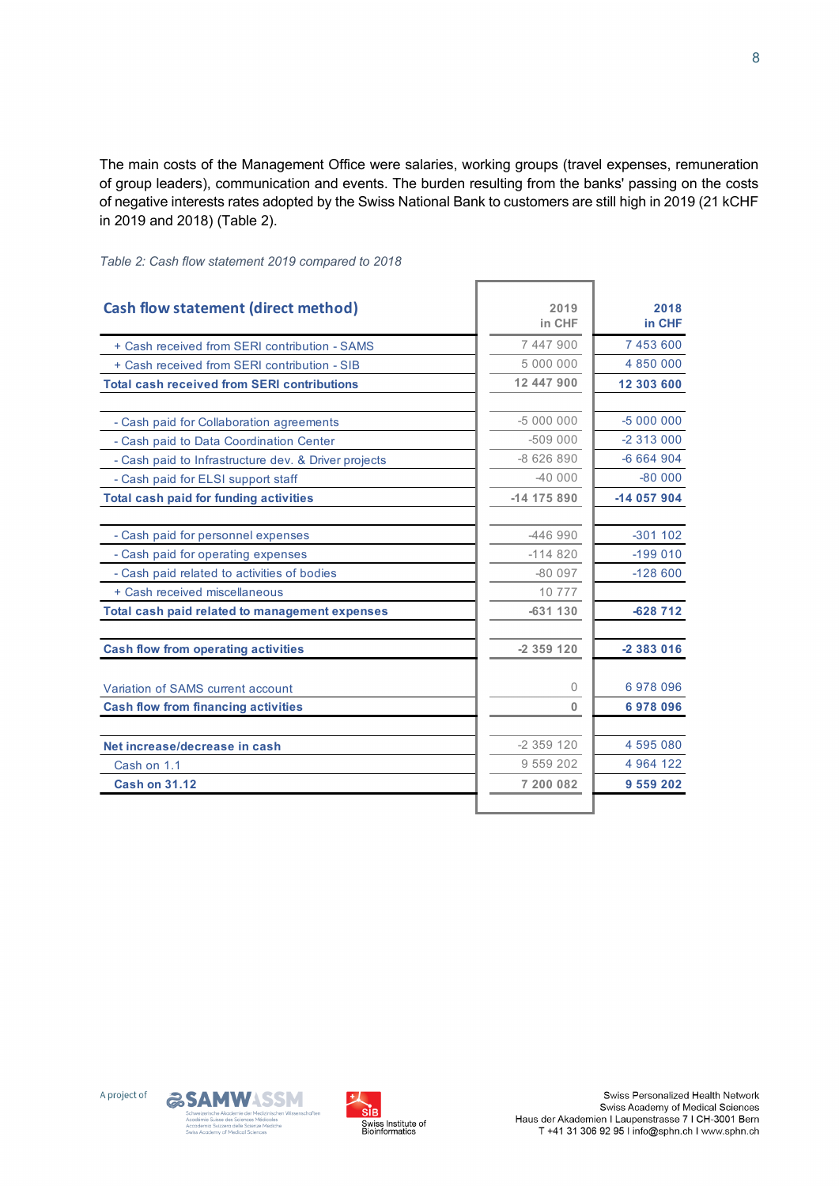The main costs of the Management Office were salaries, working groups (travel expenses, remuneration of group leaders), communication and events. The burden resulting from the banks' passing on the costs of negative interests rates adopted by the Swiss National Bank to customers are still high in 2019 (21 kCHF in 2019 and 2018) (Table 2).

*Table 2: Cash flow statement 2019 compared to 2018*

| **Cash flow statement (direct method)** | **2019 in CHF** | **2018 in CHF** |
|---|---|---|
| + Cash received from SERI contribution - SAMS | 7 447 900 | 7 453 600 |
| + Cash received from SERI contribution - SIB | 5 000 000 | 4 850 000 |
| **Total cash received from SERI contributions** | **12 447 900** | **12 303 600** |
| | | |
| - Cash paid for Collaboration agreements | -5 000 000 | -5 000 000 |
| - Cash paid to Data Coordination Center | -509 000 | -2 313 000 |
| - Cash paid to Infrastructure dev. & Driver projects | -8 626 890 | -6 664 904 |
| - Cash paid for ELSI support staff | -40 000 | -80 000 |
| **Total cash paid for funding activities** | **-14 175 890** | **-14 057 904** |
| | | |
| - Cash paid for personnel expenses | -446 990 | -301 102 |
| - Cash paid for operating expenses | -114 820 | -199 010 |
| - Cash paid related to activities of bodies | -80 097 | -128 600 |
| + Cash received miscellaneous | 10 777 | |
| **Total cash paid related to management expenses** | **-631 130** | **-628 712** |
| | | |
| **Cash flow from operating activities** | **-2 359 120** | **-2 383 016** |
| | | |
| Variation of SAMS current account | 0 | 6 978 096 |
| **Cash flow from financing activities** | **0** | **6 978 096** |
| | | |
| **Net increase/decrease in cash** | -2 359 120 | 4 595 080 |
| Cash on 1.1 | 9 559 202 | 4 964 122 |
| **Cash on 31.12** | **7 200 082** | **9 559 202** |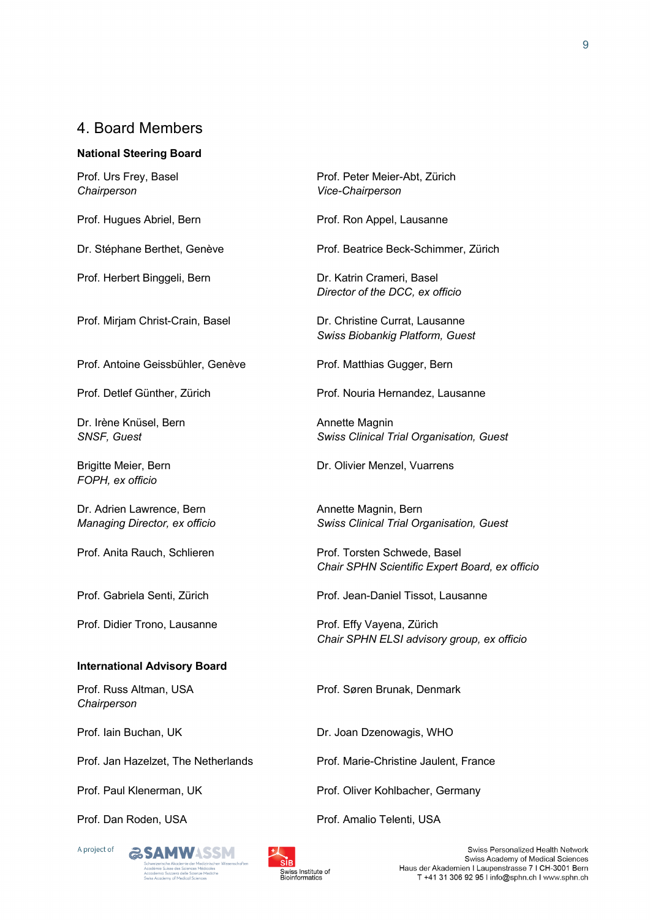## 4. Board Members

**National Steering Board**

Prof. Urs Frey, Basel
*Chairperson*

Prof. Peter Meier-Abt, Zürich
*Vice-Chairperson*

Prof. Hugues Abriel, Bern

Prof. Ron Appel, Lausanne

Dr. Stéphane Berthet, Genève

Prof. Beatrice Beck-Schimmer, Zürich

Prof. Herbert Binggeli, Bern

Dr. Katrin Crameri, Basel
*Director of the DCC, ex officio*

Prof. Mirjam Christ-Crain, Basel

Dr. Christine Currat, Lausanne
*Swiss Biobankig Platform, Guest*

Prof. Antoine Geissbühler, Genève

Prof. Matthias Gugger, Bern

Prof. Detlef Günther, Zürich

Prof. Nouria Hernandez, Lausanne

Dr. Irène Knüsel, Bern
*SNSF, Guest*

Annette Magnin
*Swiss Clinical Trial Organisation, Guest*

Brigitte Meier, Bern
*FOPH, ex officio*

Dr. Olivier Menzel, Vuarrens

Dr. Adrien Lawrence, Bern
*Managing Director, ex officio*

Annette Magnin, Bern
*Swiss Clinical Trial Organisation, Guest*

Prof. Anita Rauch, Schlieren

Prof. Torsten Schwede, Basel
*Chair SPHN Scientific Expert Board, ex officio*

Prof. Gabriela Senti, Zürich

Prof. Jean-Daniel Tissot, Lausanne

Prof. Didier Trono, Lausanne

Prof. Effy Vayena, Zürich
*Chair SPHN ELSI advisory group, ex officio*

**International Advisory Board**

Prof. Russ Altman, USA
*Chairperson*

Prof. Søren Brunak, Denmark

Prof. Iain Buchan, UK

Dr. Joan Dzenowagis, WHO

Prof. Jan Hazelzet, The Netherlands

Prof. Marie-Christine Jaulent, France

Prof. Paul Klenerman, UK

Prof. Oliver Kohlbacher, Germany

Prof. Dan Roden, USA

Prof. Amalio Telenti, USA

A project of SAMW ASSM – Schweizerische Akademie der Medizinischen Wissenschaften, Académie Suisse des Sciences Médicales, Accademia Svizzera delle Scienze Mediche, Swiss Academy of Medical Sciences; SIB Swiss Institute of Bioinformatics

Swiss Personalized Health Network
Swiss Academy of Medical Sciences
Haus der Akademien I Laupenstrasse 7 I CH-3001 Bern
T +41 31 306 92 95 I info@sphn.ch I www.sphn.ch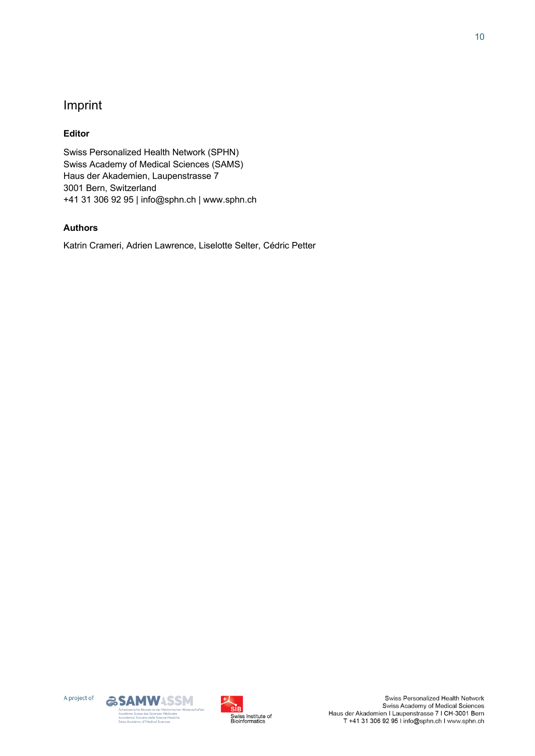# Imprint

**Editor**

Swiss Personalized Health Network (SPHN)
Swiss Academy of Medical Sciences (SAMS)
Haus der Akademien, Laupenstrasse 7
3001 Bern, Switzerland
+41 31 306 92 95 | info@sphn.ch | www.sphn.ch

**Authors**

Katrin Crameri, Adrien Lawrence, Liselotte Selter, Cédric Petter